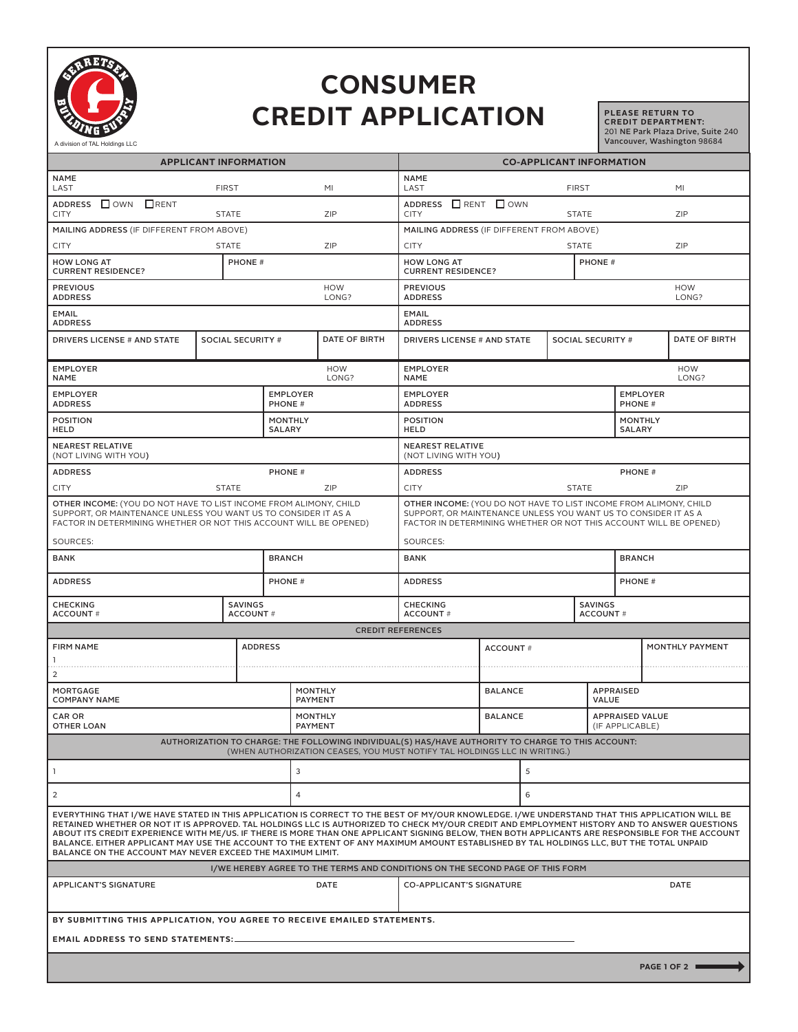A division of TAL Holdings LLC

# CONSUMER CREDIT APPLICATION

**PLEASE RETURN TO CREDIT DEPARTMENT:**
201 NE Park Plaza Drive, Suite 240
Vancouver, Washington 98684

| APPLICANT INFORMATION | CO-APPLICANT INFORMATION |
|---|---|
| NAME<br>LAST FIRST MI | NAME<br>LAST FIRST MI |
| ADDRESS ☐ OWN ☐ RENT<br>CITY STATE ZIP | ADDRESS ☐ RENT ☐ OWN<br>CITY STATE ZIP |
| MAILING ADDRESS (IF DIFFERENT FROM ABOVE)<br>CITY STATE ZIP | MAILING ADDRESS (IF DIFFERENT FROM ABOVE)<br>CITY STATE ZIP |
| HOW LONG AT CURRENT RESIDENCE? / PHONE # | HOW LONG AT CURRENT RESIDENCE? / PHONE # |
| PREVIOUS ADDRESS / HOW LONG? | PREVIOUS ADDRESS / HOW LONG? |
| EMAIL ADDRESS | EMAIL ADDRESS |
| DRIVERS LICENSE # AND STATE / SOCIAL SECURITY # / DATE OF BIRTH | DRIVERS LICENSE # AND STATE / SOCIAL SECURITY # / DATE OF BIRTH |
| EMPLOYER NAME / HOW LONG? | EMPLOYER NAME / HOW LONG? |
| EMPLOYER ADDRESS / EMPLOYER PHONE # | EMPLOYER ADDRESS / EMPLOYER PHONE # |
| POSITION HELD / MONTHLY SALARY | POSITION HELD / MONTHLY SALARY |
| NEAREST RELATIVE (NOT LIVING WITH YOU) | NEAREST RELATIVE (NOT LIVING WITH YOU) |
| ADDRESS / PHONE #<br>CITY STATE ZIP | ADDRESS / PHONE #<br>CITY STATE ZIP |
| **OTHER INCOME:** (YOU DO NOT HAVE TO LIST INCOME FROM ALIMONY, CHILD SUPPORT, OR MAINTENANCE UNLESS YOU WANT US TO CONSIDER IT AS A FACTOR IN DETERMINING WHETHER OR NOT THIS ACCOUNT WILL BE OPENED)<br>SOURCES: | **OTHER INCOME:** (YOU DO NOT HAVE TO LIST INCOME FROM ALIMONY, CHILD SUPPORT, OR MAINTENANCE UNLESS YOU WANT US TO CONSIDER IT AS A FACTOR IN DETERMINING WHETHER OR NOT THIS ACCOUNT WILL BE OPENED)<br>SOURCES: |
| BANK / BRANCH | BANK / BRANCH |
| ADDRESS / PHONE # | ADDRESS / PHONE # |
| CHECKING ACCOUNT # / SAVINGS ACCOUNT # | CHECKING ACCOUNT # / SAVINGS ACCOUNT # |

## CREDIT REFERENCES

| FIRM NAME | ADDRESS | ACCOUNT # | MONTHLY PAYMENT |
|---|---|---|---|
| 1 | | | |
| 2 | | | |

| MORTGAGE COMPANY NAME | MONTHLY PAYMENT | BALANCE | APPRAISED VALUE |
|---|---|---|---|
| CAR OR OTHER LOAN | MONTHLY PAYMENT | BALANCE | APPRAISED VALUE (IF APPLICABLE) |

**AUTHORIZATION TO CHARGE: THE FOLLOWING INDIVIDUAL(S) HAS/HAVE AUTHORITY TO CHARGE TO THIS ACCOUNT:**
(WHEN AUTHORIZATION CEASES, YOU MUST NOTIFY TAL HOLDINGS LLC IN WRITING.)

| | | |
|---|---|---|
| 1 | 3 | 5 |
| 2 | 4 | 6 |

EVERYTHING THAT I/WE HAVE STATED IN THIS APPLICATION IS CORRECT TO THE BEST OF MY/OUR KNOWLEDGE. I/WE UNDERSTAND THAT THIS APPLICATION WILL BE RETAINED WHETHER OR NOT IT IS APPROVED. TAL HOLDINGS LLC IS AUTHORIZED TO CHECK MY/OUR CREDIT AND EMPLOYMENT HISTORY AND TO ANSWER QUESTIONS ABOUT ITS CREDIT EXPERIENCE WITH ME/US. IF THERE IS MORE THAN ONE APPLICANT SIGNING BELOW, THEN BOTH APPLICANTS ARE RESPONSIBLE FOR THE ACCOUNT BALANCE. EITHER APPLICANT MAY USE THE ACCOUNT TO THE EXTENT OF ANY MAXIMUM AMOUNT ESTABLISHED BY TAL HOLDINGS LLC, BUT THE TOTAL UNPAID BALANCE ON THE ACCOUNT MAY NEVER EXCEED THE MAXIMUM LIMIT.

**I/WE HEREBY AGREE TO THE TERMS AND CONDITIONS ON THE SECOND PAGE OF THIS FORM**

| APPLICANT'S SIGNATURE | DATE | CO-APPLICANT'S SIGNATURE | DATE |
|---|---|---|---|
| | | | |

**BY SUBMITTING THIS APPLICATION, YOU AGREE TO RECEIVE EMAILED STATEMENTS.**

**EMAIL ADDRESS TO SEND STATEMENTS:** ____________________________________________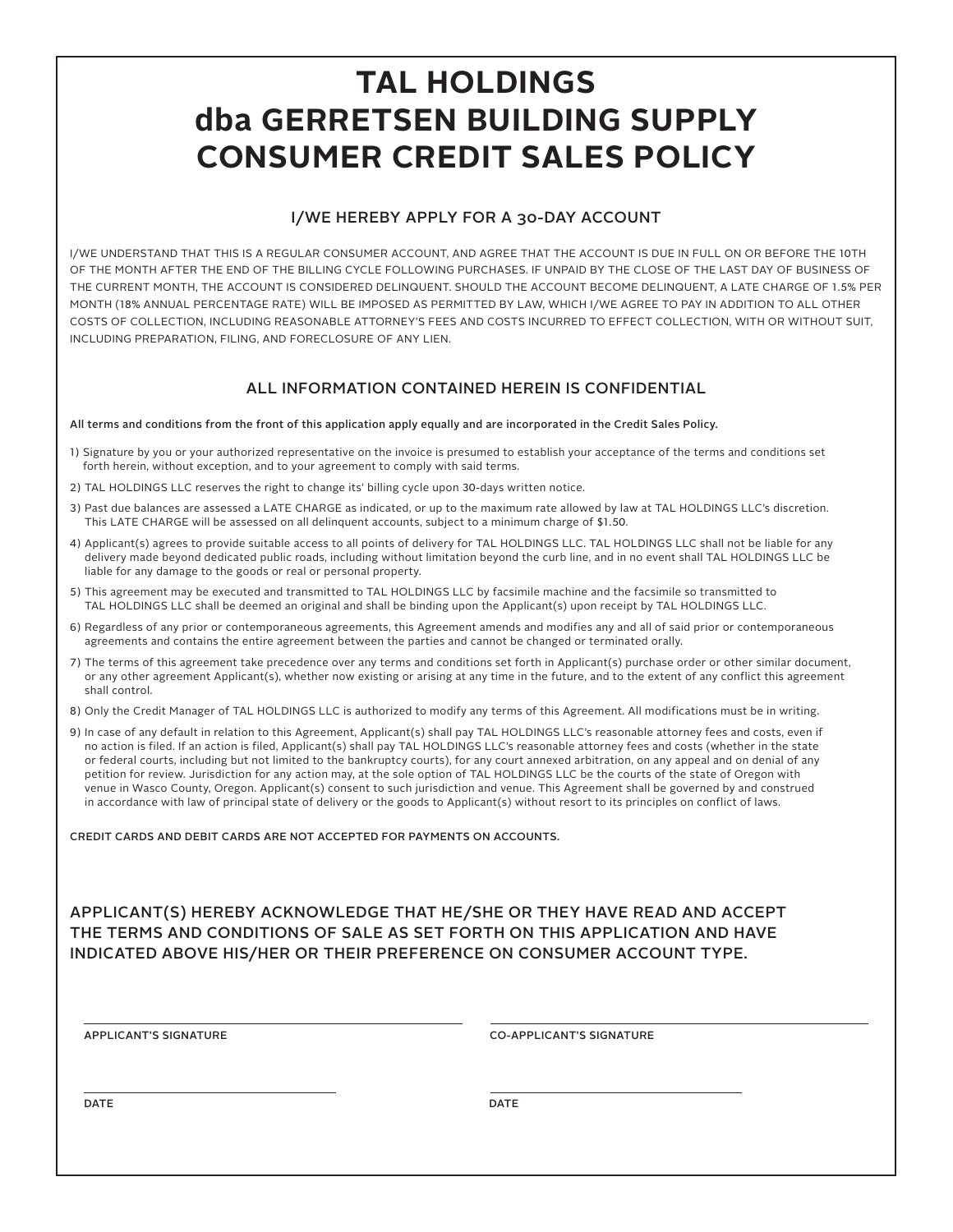# TAL HOLDINGS
# dba GERRETSEN BUILDING SUPPLY
# CONSUMER CREDIT SALES POLICY

## I/WE HEREBY APPLY FOR A 30-DAY ACCOUNT

I/WE UNDERSTAND THAT THIS IS A REGULAR CONSUMER ACCOUNT, AND AGREE THAT THE ACCOUNT IS DUE IN FULL ON OR BEFORE THE 10TH OF THE MONTH AFTER THE END OF THE BILLING CYCLE FOLLOWING PURCHASES. IF UNPAID BY THE CLOSE OF THE LAST DAY OF BUSINESS OF THE CURRENT MONTH, THE ACCOUNT IS CONSIDERED DELINQUENT. SHOULD THE ACCOUNT BECOME DELINQUENT, A LATE CHARGE OF 1.5% PER MONTH (18% ANNUAL PERCENTAGE RATE) WILL BE IMPOSED AS PERMITTED BY LAW, WHICH I/WE AGREE TO PAY IN ADDITION TO ALL OTHER COSTS OF COLLECTION, INCLUDING REASONABLE ATTORNEY'S FEES AND COSTS INCURRED TO EFFECT COLLECTION, WITH OR WITHOUT SUIT, INCLUDING PREPARATION, FILING, AND FORECLOSURE OF ANY LIEN.

## ALL INFORMATION CONTAINED HEREIN IS CONFIDENTIAL

**All terms and conditions from the front of this application apply equally and are incorporated in the Credit Sales Policy.**

1) Signature by you or your authorized representative on the invoice is presumed to establish your acceptance of the terms and conditions set forth herein, without exception, and to your agreement to comply with said terms.
2) TAL HOLDINGS LLC reserves the right to change its' billing cycle upon 30-days written notice.
3) Past due balances are assessed a LATE CHARGE as indicated, or up to the maximum rate allowed by law at TAL HOLDINGS LLC's discretion. This LATE CHARGE will be assessed on all delinquent accounts, subject to a minimum charge of $1.50.
4) Applicant(s) agrees to provide suitable access to all points of delivery for TAL HOLDINGS LLC. TAL HOLDINGS LLC shall not be liable for any delivery made beyond dedicated public roads, including without limitation beyond the curb line, and in no event shall TAL HOLDINGS LLC be liable for any damage to the goods or real or personal property.
5) This agreement may be executed and transmitted to TAL HOLDINGS LLC by facsimile machine and the facsimile so transmitted to TAL HOLDINGS LLC shall be deemed an original and shall be binding upon the Applicant(s) upon receipt by TAL HOLDINGS LLC.
6) Regardless of any prior or contemporaneous agreements, this Agreement amends and modifies any and all of said prior or contemporaneous agreements and contains the entire agreement between the parties and cannot be changed or terminated orally.
7) The terms of this agreement take precedence over any terms and conditions set forth in Applicant(s) purchase order or other similar document, or any other agreement Applicant(s), whether now existing or arising at any time in the future, and to the extent of any conflict this agreement shall control.
8) Only the Credit Manager of TAL HOLDINGS LLC is authorized to modify any terms of this Agreement. All modifications must be in writing.
9) In case of any default in relation to this Agreement, Applicant(s) shall pay TAL HOLDINGS LLC's reasonable attorney fees and costs, even if no action is filed. If an action is filed, Applicant(s) shall pay TAL HOLDINGS LLC's reasonable attorney fees and costs (whether in the state or federal courts, including but not limited to the bankruptcy courts), for any court annexed arbitration, on any appeal and on denial of any petition for review. Jurisdiction for any action may, at the sole option of TAL HOLDINGS LLC be the courts of the state of Oregon with venue in Wasco County, Oregon. Applicant(s) consent to such jurisdiction and venue. This Agreement shall be governed by and construed in accordance with law of principal state of delivery or the goods to Applicant(s) without resort to its principles on conflict of laws.

**CREDIT CARDS AND DEBIT CARDS ARE NOT ACCEPTED FOR PAYMENTS ON ACCOUNTS.**

APPLICANT(S) HEREBY ACKNOWLEDGE THAT HE/SHE OR THEY HAVE READ AND ACCEPT THE TERMS AND CONDITIONS OF SALE AS SET FORTH ON THIS APPLICATION AND HAVE INDICATED ABOVE HIS/HER OR THEIR PREFERENCE ON CONSUMER ACCOUNT TYPE.

APPLICANT'S SIGNATURE

CO-APPLICANT'S SIGNATURE

DATE

DATE